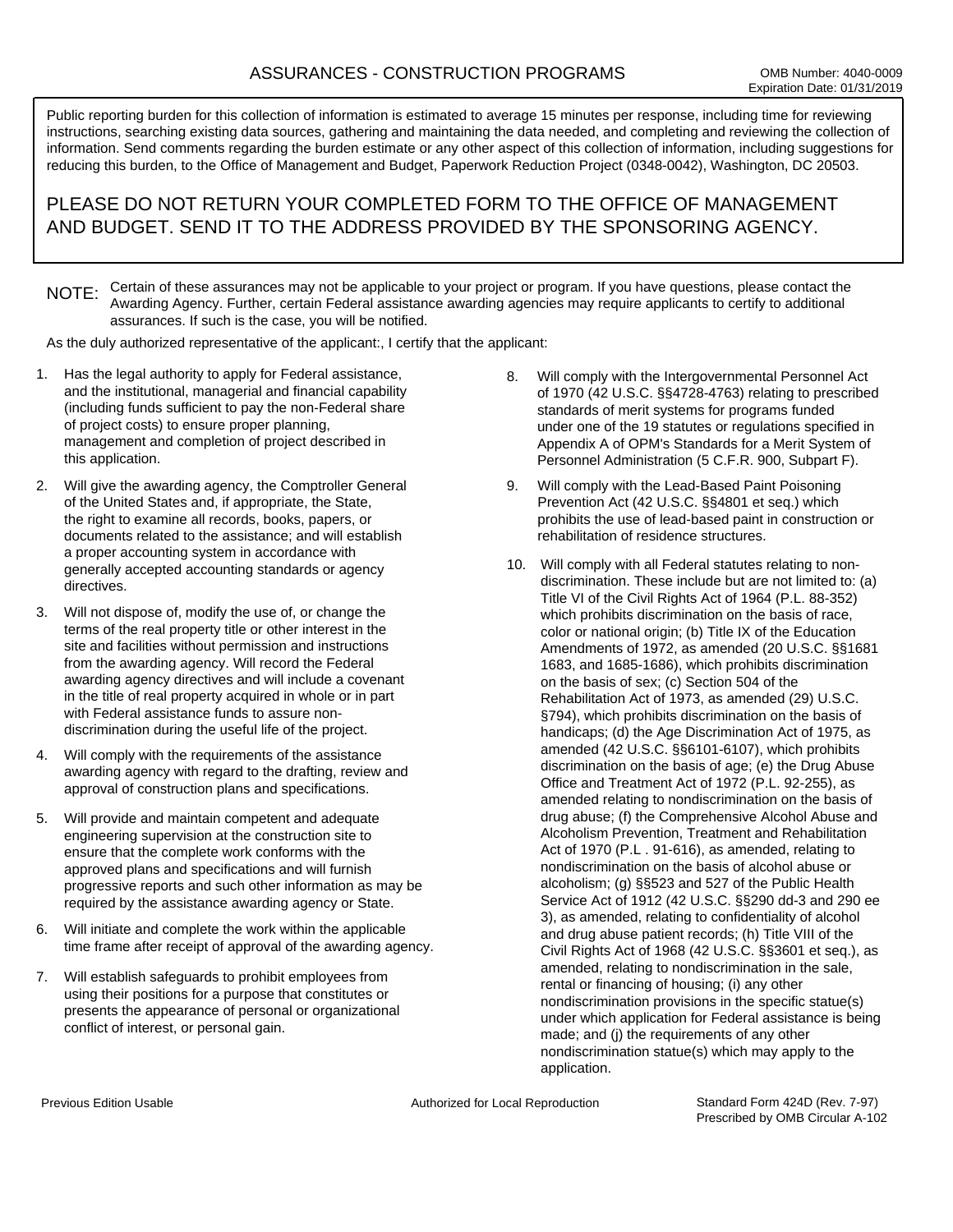# ASSURANCES - CONSTRUCTION PROGRAMS

OMB Number: 4040-0009
Expiration Date: 01/31/2019

Public reporting burden for this collection of information is estimated to average 15 minutes per response, including time for reviewing instructions, searching existing data sources, gathering and maintaining the data needed, and completing and reviewing the collection of information. Send comments regarding the burden estimate or any other aspect of this collection of information, including suggestions for reducing this burden, to the Office of Management and Budget, Paperwork Reduction Project (0348-0042), Washington, DC 20503.

PLEASE DO NOT RETURN YOUR COMPLETED FORM TO THE OFFICE OF MANAGEMENT AND BUDGET. SEND IT TO THE ADDRESS PROVIDED BY THE SPONSORING AGENCY.

NOTE: Certain of these assurances may not be applicable to your project or program. If you have questions, please contact the Awarding Agency. Further, certain Federal assistance awarding agencies may require applicants to certify to additional assurances. If such is the case, you will be notified.

As the duly authorized representative of the applicant:, I certify that the applicant:

1. Has the legal authority to apply for Federal assistance, and the institutional, managerial and financial capability (including funds sufficient to pay the non-Federal share of project costs) to ensure proper planning, management and completion of project described in this application.

2. Will give the awarding agency, the Comptroller General of the United States and, if appropriate, the State, the right to examine all records, books, papers, or documents related to the assistance; and will establish a proper accounting system in accordance with generally accepted accounting standards or agency directives.

3. Will not dispose of, modify the use of, or change the terms of the real property title or other interest in the site and facilities without permission and instructions from the awarding agency. Will record the Federal awarding agency directives and will include a covenant in the title of real property acquired in whole or in part with Federal assistance funds to assure non-discrimination during the useful life of the project.

4. Will comply with the requirements of the assistance awarding agency with regard to the drafting, review and approval of construction plans and specifications.

5. Will provide and maintain competent and adequate engineering supervision at the construction site to ensure that the complete work conforms with the approved plans and specifications and will furnish progressive reports and such other information as may be required by the assistance awarding agency or State.

6. Will initiate and complete the work within the applicable time frame after receipt of approval of the awarding agency.

7. Will establish safeguards to prohibit employees from using their positions for a purpose that constitutes or presents the appearance of personal or organizational conflict of interest, or personal gain.

8. Will comply with the Intergovernmental Personnel Act of 1970 (42 U.S.C. §§4728-4763) relating to prescribed standards of merit systems for programs funded under one of the 19 statutes or regulations specified in Appendix A of OPM's Standards for a Merit System of Personnel Administration (5 C.F.R. 900, Subpart F).

9. Will comply with the Lead-Based Paint Poisoning Prevention Act (42 U.S.C. §§4801 et seq.) which prohibits the use of lead-based paint in construction or rehabilitation of residence structures.

10. Will comply with all Federal statutes relating to non-discrimination. These include but are not limited to: (a) Title VI of the Civil Rights Act of 1964 (P.L. 88-352) which prohibits discrimination on the basis of race, color or national origin; (b) Title IX of the Education Amendments of 1972, as amended (20 U.S.C. §§1681 1683, and 1685-1686), which prohibits discrimination on the basis of sex; (c) Section 504 of the Rehabilitation Act of 1973, as amended (29) U.S.C. §794), which prohibits discrimination on the basis of handicaps; (d) the Age Discrimination Act of 1975, as amended (42 U.S.C. §§6101-6107), which prohibits discrimination on the basis of age; (e) the Drug Abuse Office and Treatment Act of 1972 (P.L. 92-255), as amended relating to nondiscrimination on the basis of drug abuse; (f) the Comprehensive Alcohol Abuse and Alcoholism Prevention, Treatment and Rehabilitation Act of 1970 (P.L . 91-616), as amended, relating to nondiscrimination on the basis of alcohol abuse or alcoholism; (g) §§523 and 527 of the Public Health Service Act of 1912 (42 U.S.C. §§290 dd-3 and 290 ee 3), as amended, relating to confidentiality of alcohol and drug abuse patient records; (h) Title VIII of the Civil Rights Act of 1968 (42 U.S.C. §§3601 et seq.), as amended, relating to nondiscrimination in the sale, rental or financing of housing; (i) any other nondiscrimination provisions in the specific statue(s) under which application for Federal assistance is being made; and (j) the requirements of any other nondiscrimination statue(s) which may apply to the application.

Previous Edition Usable | Authorized for Local Reproduction | Standard Form 424D (Rev. 7-97) Prescribed by OMB Circular A-102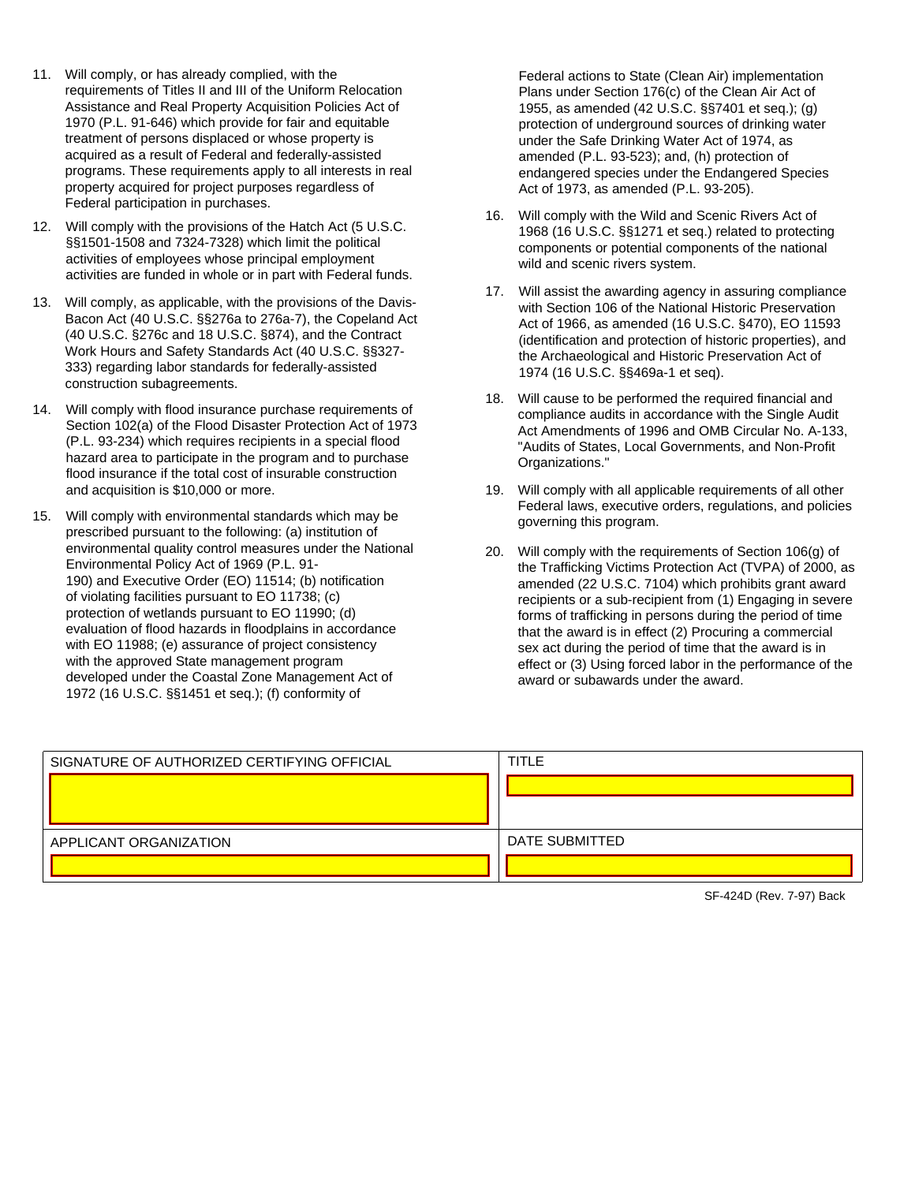11. Will comply, or has already complied, with the requirements of Titles II and III of the Uniform Relocation Assistance and Real Property Acquisition Policies Act of 1970 (P.L. 91-646) which provide for fair and equitable treatment of persons displaced or whose property is acquired as a result of Federal and federally-assisted programs. These requirements apply to all interests in real property acquired for project purposes regardless of Federal participation in purchases.

12. Will comply with the provisions of the Hatch Act (5 U.S.C. §§1501-1508 and 7324-7328) which limit the political activities of employees whose principal employment activities are funded in whole or in part with Federal funds.

13. Will comply, as applicable, with the provisions of the Davis-Bacon Act (40 U.S.C. §§276a to 276a-7), the Copeland Act (40 U.S.C. §276c and 18 U.S.C. §874), and the Contract Work Hours and Safety Standards Act (40 U.S.C. §§327-333) regarding labor standards for federally-assisted construction subagreements.

14. Will comply with flood insurance purchase requirements of Section 102(a) of the Flood Disaster Protection Act of 1973 (P.L. 93-234) which requires recipients in a special flood hazard area to participate in the program and to purchase flood insurance if the total cost of insurable construction and acquisition is $10,000 or more.

15. Will comply with environmental standards which may be prescribed pursuant to the following: (a) institution of environmental quality control measures under the National Environmental Policy Act of 1969 (P.L. 91-190) and Executive Order (EO) 11514; (b) notification of violating facilities pursuant to EO 11738; (c) protection of wetlands pursuant to EO 11990; (d) evaluation of flood hazards in floodplains in accordance with EO 11988; (e) assurance of project consistency with the approved State management program developed under the Coastal Zone Management Act of 1972 (16 U.S.C. §§1451 et seq.); (f) conformity of Federal actions to State (Clean Air) implementation Plans under Section 176(c) of the Clean Air Act of 1955, as amended (42 U.S.C. §§7401 et seq.); (g) protection of underground sources of drinking water under the Safe Drinking Water Act of 1974, as amended (P.L. 93-523); and, (h) protection of endangered species under the Endangered Species Act of 1973, as amended (P.L. 93-205).

16. Will comply with the Wild and Scenic Rivers Act of 1968 (16 U.S.C. §§1271 et seq.) related to protecting components or potential components of the national wild and scenic rivers system.

17. Will assist the awarding agency in assuring compliance with Section 106 of the National Historic Preservation Act of 1966, as amended (16 U.S.C. §470), EO 11593 (identification and protection of historic properties), and the Archaeological and Historic Preservation Act of 1974 (16 U.S.C. §§469a-1 et seq).

18. Will cause to be performed the required financial and compliance audits in accordance with the Single Audit Act Amendments of 1996 and OMB Circular No. A-133, "Audits of States, Local Governments, and Non-Profit Organizations."

19. Will comply with all applicable requirements of all other Federal laws, executive orders, regulations, and policies governing this program.

20. Will comply with the requirements of Section 106(g) of the Trafficking Victims Protection Act (TVPA) of 2000, as amended (22 U.S.C. 7104) which prohibits grant award recipients or a sub-recipient from (1) Engaging in severe forms of trafficking in persons during the period of time that the award is in effect (2) Procuring a commercial sex act during the period of time that the award is in effect or (3) Using forced labor in the performance of the award or subawards under the award.

| SIGNATURE OF AUTHORIZED CERTIFYING OFFICIAL | TITLE |
|---|---|
| | |
| APPLICANT ORGANIZATION | DATE SUBMITTED |
| | |

SF-424D (Rev. 7-97) Back